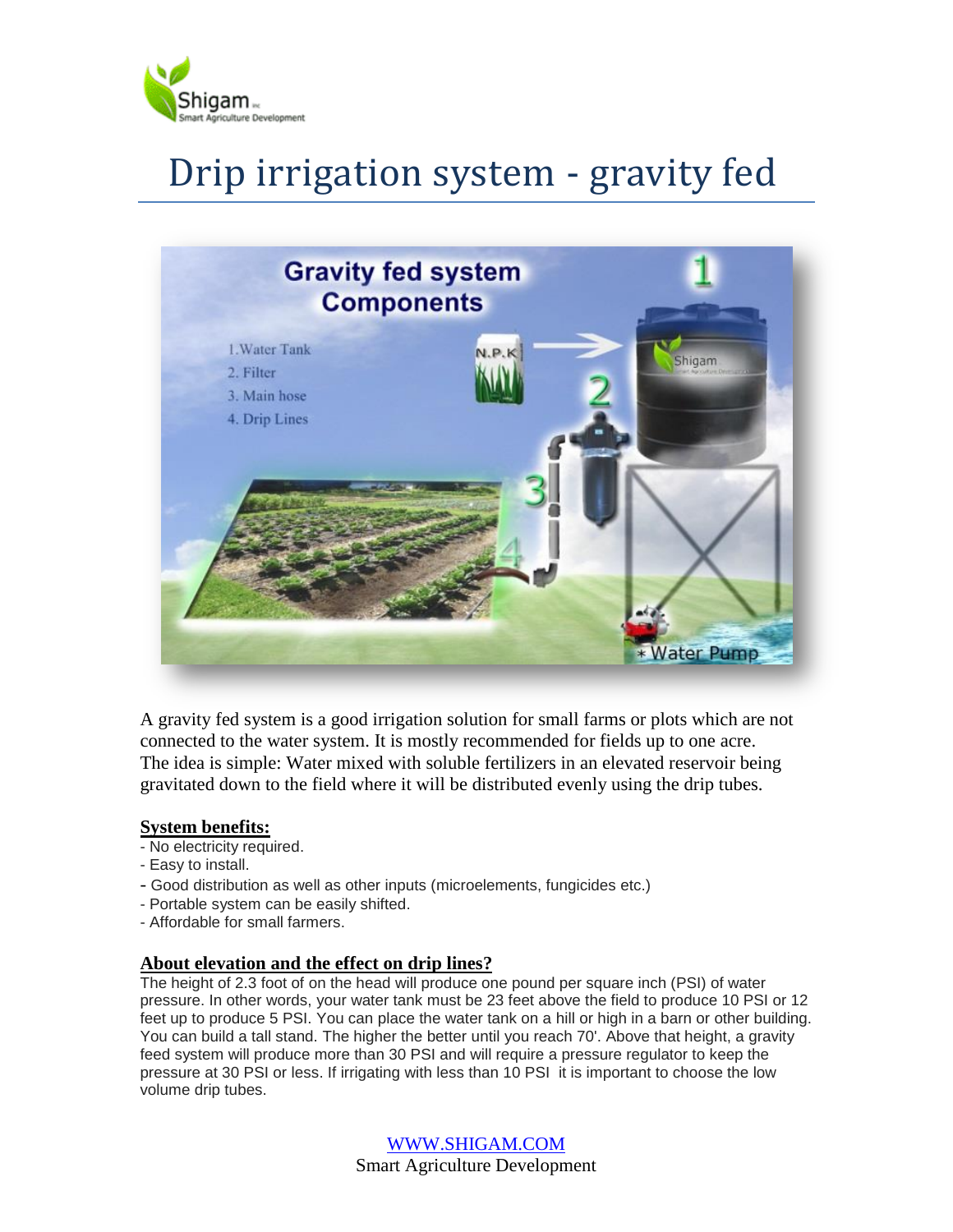# Drip irrigation system - gravity fed

A gravity fed system is a good irrigation solution for small farms or plots which are not connected to the water system. It is mostly recommended for fields up to one acre. The idea is simple: Water mixed with soluble fertilizers in an elevated reservoir being gravitated down to the field where it will be distributed evenly using the drip tubes.

**System benefits:**

- No electricity required.
- Easy to install.
- Good distribution as well as other inputs (microelements, fungicides etc.)
- Portable system can be easily shifted.
- Affordable for small farmers.

**About elevation and the effect on drip lines?**

The height of 2.3 foot of on the head will produce one pound per square inch (PSI) of water pressure. In other words, your water tank must be 23 feet above the field to produce 10 PSI or 12 feet up to produce 5 PSI. You can place the water tank on a hill or high in a barn or other building. You can build a tall stand. The higher the better until you reach 70'. Above that height, a gravity feed system will produce more than 30 PSI and will require a pressure regulator to keep the pressure at 30 PSI or less. If irrigating with less than 10 PSI it is important to choose the low volume drip tubes.

WWW.SHIGAM.COM

Smart Agriculture Development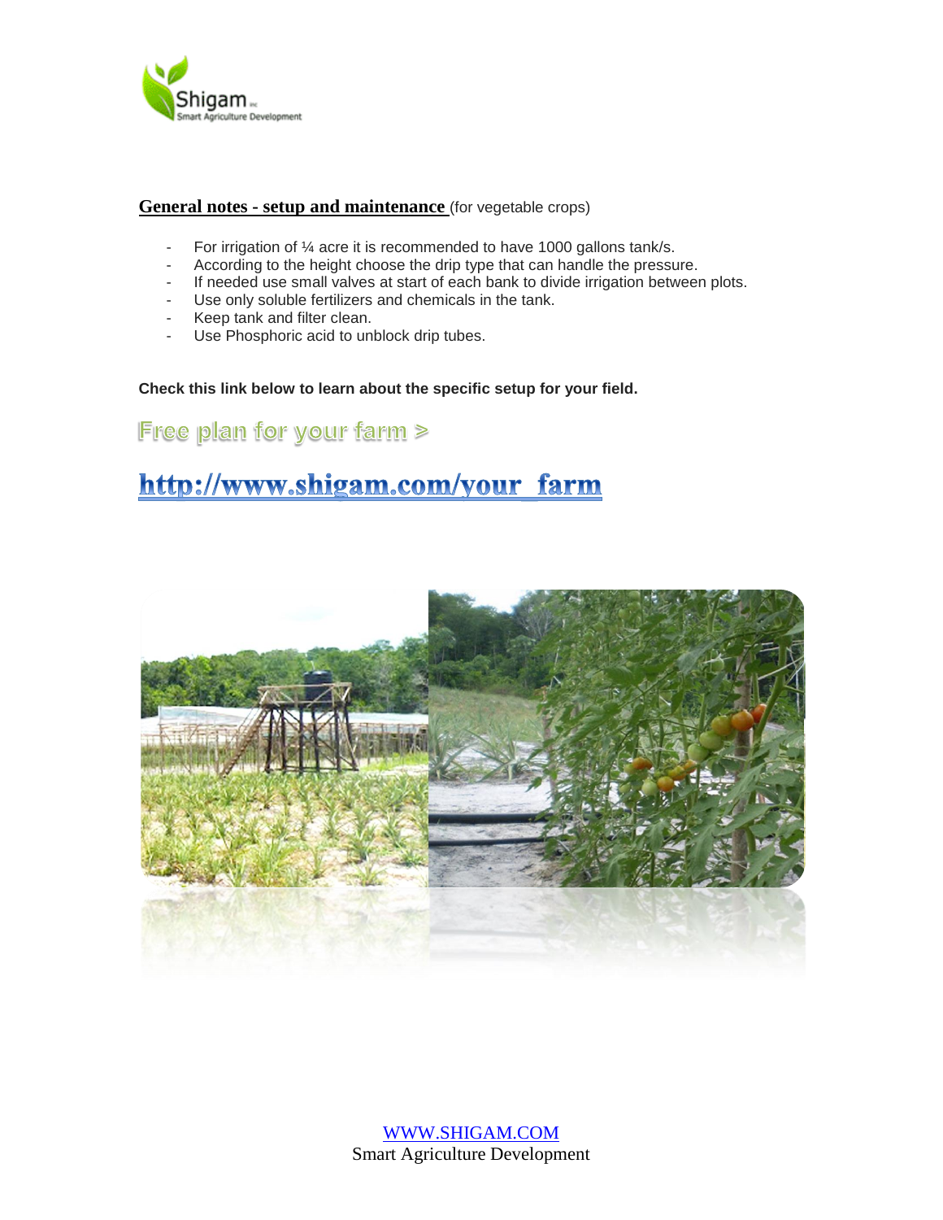**General notes - setup and maintenance** (for vegetable crops)

- For irrigation of ¼ acre it is recommended to have 1000 gallons tank/s.
- According to the height choose the drip type that can handle the pressure.
- If needed use small valves at start of each bank to divide irrigation between plots.
- Use only soluble fertilizers and chemicals in the tank.
- Keep tank and filter clean.
- Use Phosphoric acid to unblock drip tubes.

**Check this link below to learn about the specific setup for your field.**

## Free plan for your farm >

## http://www.shigam.com/your_farm

WWW.SHIGAM.COM
Smart Agriculture Development